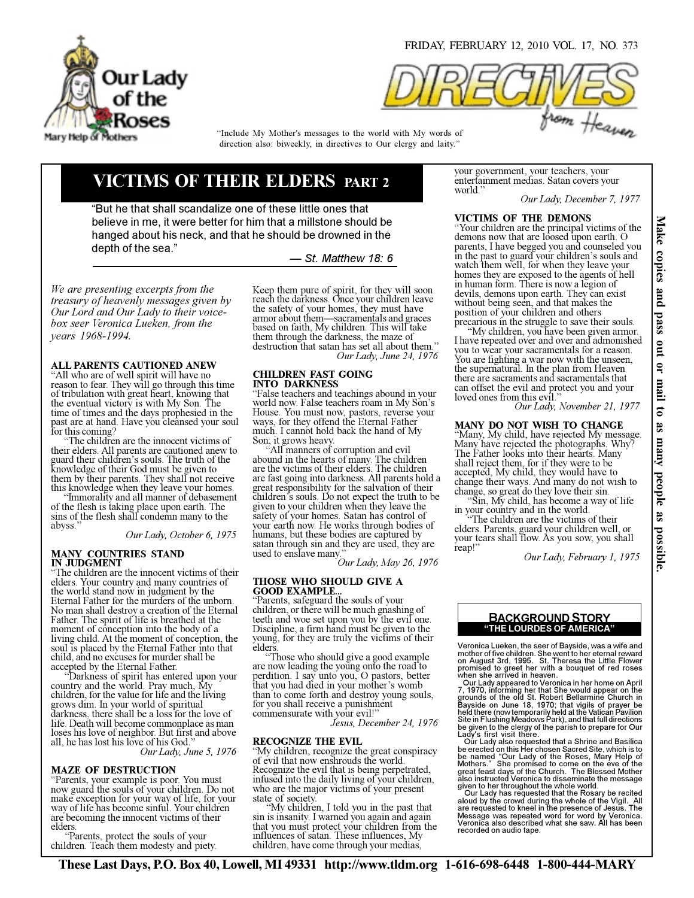FRIDAY, FEBRUARY 12, 2010 VOL. 17, NO. 373

Our Lady of the Roses
Mary Help of Mothers

# DIRECTIVES from Heaven

"Include My Mother's messages to the world with My words of direction also: biweekly, in directives to Our clergy and laity."

## VICTIMS OF THEIR ELDERS PART 2

"But he that shall scandalize one of these little ones that believe in me, it were better for him that a millstone should be hanged about his neck, and that he should be drowned in the depth of the sea."

— St. Matthew 18: 6

*We are presenting excerpts from the treasury of heavenly messages given by Our Lord and Our Lady to their voice-box seer Veronica Lueken, from the years 1968-1994.*

### ALL PARENTS CAUTIONED ANEW

"All who are of well spirit will have no reason to fear. They will go through this time of tribulation with great heart, knowing that the eventual victory is with My Son. The time of times and the days prophesied in the past are at hand. Have you cleansed your soul for this coming?

"The children are the innocent victims of their elders. All parents are cautioned anew to guard their children's souls. The truth of the knowledge of their God must be given to them by their parents. They shall not receive this knowledge when they leave your homes.

"Immorality and all manner of debasement of the flesh is taking place upon earth. The sins of the flesh shall condemn many to the abyss."

*Our Lady, October 6, 1975*

### MANY COUNTRIES STAND IN JUDGMENT

"The children are the innocent victims of their elders. Your country and many countries of the world stand now in judgment by the Eternal Father for the murders of the unborn. No man shall destroy a creation of the Eternal Father. The spirit of life is breathed at the moment of conception into the body of a living child. At the moment of conception, the soul is placed by the Eternal Father into that child, and no excuses for murder shall be accepted by the Eternal Father.

"Darkness of spirit has entered upon your country and the world. Pray much, My children, for the value for life and the living grows dim. In your world of spiritual darkness, there shall be a loss for the love of life. Death will become commonplace as man loses his love of neighbor. But first and above all, he has lost his love of his God."

*Our Lady, June 5, 1976*

### MAZE OF DESTRUCTION

"Parents, your example is poor. You must now guard the souls of your children. Do not make exception for your way of life, for your way of life has become sinful. Your children are becoming the innocent victims of their elders.

"Parents, protect the souls of your children. Teach them modesty and piety. Keep them pure of spirit, for they will soon reach the darkness. Once your children leave the safety of your homes, they must have armor about them—sacramentals and graces based on faith, My children. This will take them through the darkness, the maze of destruction that satan has set all about them."

*Our Lady, June 24, 1976*

### CHILDREN FAST GOING INTO DARKNESS

"False teachers and teachings abound in your world now. False teachers roam in My Son's House. You must now, pastors, reverse your ways, for they offend the Eternal Father much. I cannot hold back the hand of My Son; it grows heavy.

"All manners of corruption and evil abound in the hearts of many. The children are the victims of their elders. The children are fast going into darkness. All parents hold a great responsibility for the salvation of their children's souls. Do not expect the truth to be given to your children when they leave the safety of your homes. Satan has control of your earth now. He works through bodies of humans, but these bodies are captured by satan through sin and they are used, they are used to enslave many."

*Our Lady, May 26, 1976*

### THOSE WHO SHOULD GIVE A GOOD EXAMPLE...

"Parents, safeguard the souls of your children, or there will be much gnashing of teeth and woe set upon you by the evil one. Discipline, a firm hand must be given to the young, for they are truly the victims of their elders.

"Those who should give a good example are now leading the young onto the road to perdition. I say unto you, O pastors, better that you had died in your mother's womb than to come forth and destroy young souls, for you shall receive a punishment commensurate with your evil!"

*Jesus, December 24, 1976*

### RECOGNIZE THE EVIL

"My children, recognize the great conspiracy of evil that now enshrouds the world. Recognize the evil that is being perpetrated, infused into the daily living of your children, who are the major victims of your present state of society.

"My children, I told you in the past that sin is insanity. I warned you again and again that you must protect your children from the influences of satan. These influences, My children, have come through your medias, your government, your teachers, your entertainment medias. Satan covers your world."

*Our Lady, December 7, 1977*

### VICTIMS OF THE DEMONS

"Your children are the principal victims of the demons now that are loosed upon earth. O parents, I have begged you and counseled you in the past to guard your children's souls and watch them well, for when they leave your homes they are exposed to the agents of hell in human form. There is now a legion of devils, demons upon earth. They can exist without being seen, and that makes the position of your children and others precarious in the struggle to save their souls.

"My children, you have been given armor. I have repeated over and over and admonished you to wear your sacramentals for a reason. You are fighting a war now with the unseen, the supernatural. In the plan from Heaven there are sacraments and sacramentals that can offset the evil and protect you and your loved ones from this evil."

*Our Lady, November 21, 1977*

### MANY DO NOT WISH TO CHANGE

"Many, My child, have rejected My message. Many have rejected the photographs. Why? The Father looks into their hearts. Many shall reject them, for if they were to be accepted, My child, they would have to change their ways. And many do not wish to change, so great do they love their sin.

"Sin, My child, has become a way of life in your country and in the world.

"The children are the victims of their elders. Parents, guard your children well, or your tears shall flow. As you sow, you shall reap!"

*Our Lady, February 1, 1975*

### BACKGROUND STORY
**"THE LOURDES OF AMERICA"**

Veronica Lueken, the seer of Bayside, was a wife and mother of five children. She went to her eternal reward on August 3rd, 1995. St. Theresa the Little Flower promised to greet her with a bouquet of red roses when she arrived in heaven.

Our Lady appeared to Veronica in her home on April 7, 1970, informing her that She would appear on the grounds of the old St. Robert Bellarmine Church in Bayside on June 18, 1970; that vigils of prayer be held there (now temporarily held at the Vatican Pavilion Site in Flushing Meadows Park), and that full directions be given to the clergy of the parish to prepare for Our Lady's first visit there.

Our Lady also requested that a Shrine and Basilica be erected on this Her chosen Sacred Site, which is to be named "Our Lady of the Roses, Mary Help of Mothers." She promised to come on the eve of the great feast days of the Church. The Blessed Mother also instructed Veronica to disseminate the message given to her throughout the whole world.

Our Lady has requested that the Rosary be recited aloud by the crowd during the whole of the Vigil. All are requested to kneel in the presence of Jesus. The Message was repeated word for word by Veronica. Veronica also described what she saw. All has been recorded on audio tape.

**Make copies and pass out or mail to as many people as possible.**

**These Last Days, P.O. Box 40, Lowell, MI 49331 http://www.tldm.org 1-616-698-6448 1-800-444-MARY**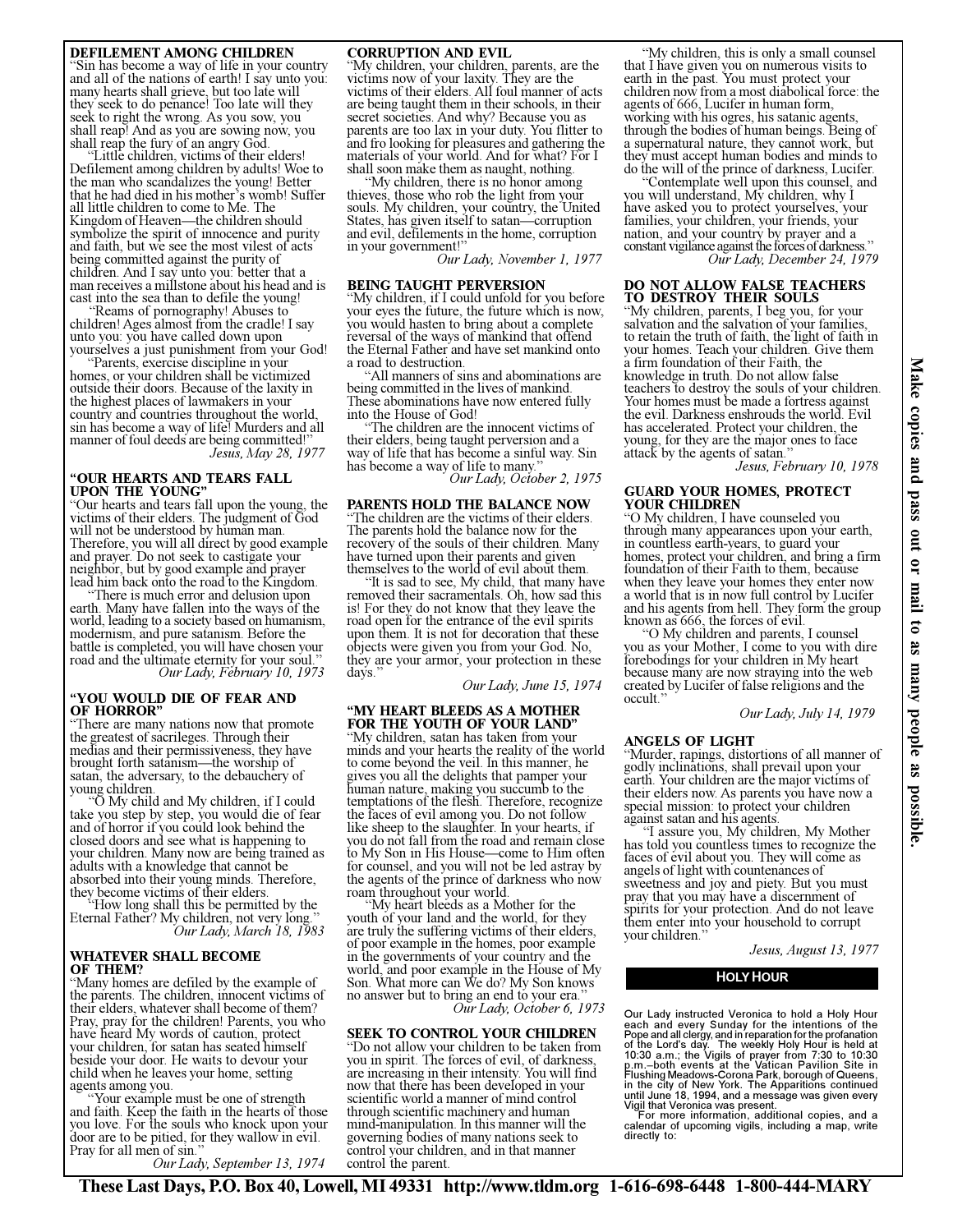### DEFILEMENT AMONG CHILDREN

"Sin has become a way of life in your country and all of the nations of earth! I say unto you: many hearts shall grieve, but too late will they seek to do penance! Too late will they seek to right the wrong. As you sow, you shall reap! And as you are sowing now, you shall reap the fury of an angry God.

"Little children, victims of their elders! Defilement among children by adults! Woe to the man who scandalizes the young! Better that he had died in his mother's womb! Suffer all little children to come to Me. The Kingdom of Heaven—the children should symbolize the spirit of innocence and purity and faith, but we see the most vilest of acts being committed against the purity of children. And I say unto you: better that a man receives a millstone about his head and is cast into the sea than to defile the young!

"Reams of pornography! Abuses to children! Ages almost from the cradle! I say unto you: you have called down upon yourselves a just punishment from your God!

"Parents, exercise discipline in your homes, or your children shall be victimized outside their doors. Because of the laxity in the highest places of lawmakers in your country and countries throughout the world, sin has become a way of life! Murders and all manner of foul deeds are being committed!"

*Jesus, May 28, 1977*

### "OUR HEARTS AND TEARS FALL UPON THE YOUNG"

"Our hearts and tears fall upon the young, the victims of their elders. The judgment of God will not be understood by human man. Therefore, you will all direct by good example and prayer. Do not seek to castigate your neighbor, but by good example and prayer lead him back onto the road to the Kingdom.

"There is much error and delusion upon earth. Many have fallen into the ways of the world, leading to a society based on humanism, modernism, and pure satanism. Before the battle is completed, you will have chosen your road and the ultimate eternity for your soul."

*Our Lady, February 10, 1973*

### "YOU WOULD DIE OF FEAR AND OF HORROR"

"There are many nations now that promote the greatest of sacrileges. Through their medias and their permissiveness, they have brought forth satanism—the worship of satan, the adversary, to the debauchery of young children.

"O My child and My children, if I could take you step by step, you would die of fear and of horror if you could look behind the closed doors and see what is happening to your children. Many now are being trained as adults with a knowledge that cannot be absorbed into their young minds. Therefore, they become victims of their elders.

"How long shall this be permitted by the Eternal Father? My children, not very long."

*Our Lady, March 18, 1983*

### WHATEVER SHALL BECOME OF THEM?

"Many homes are defiled by the example of the parents. The children, innocent victims of their elders, whatever shall become of them? Pray, pray for the children! Parents, you who have heard My words of caution, protect your children, for satan has seated himself beside your door. He waits to devour your child when he leaves your home, setting agents among you.

"Your example must be one of strength and faith. Keep the faith in the hearts of those you love. For the souls who knock upon your door are to be pitied, for they wallow in evil. Pray for all men of sin."

*Our Lady, September 13, 1974*

### CORRUPTION AND EVIL

"My children, your children, parents, are the victims now of your laxity. They are the victims of their elders. All foul manner of acts are being taught them in their schools, in their secret societies. And why? Because you as parents are too lax in your duty. You flitter to and fro looking for pleasures and gathering the materials of your world. And for what? For I shall soon make them as naught, nothing.

"My children, there is no honor among thieves, those who rob the light from your souls. My children, your country, the United States, has given itself to satan—corruption and evil, defilements in the home, corruption in your government!"

*Our Lady, November 1, 1977*

### BEING TAUGHT PERVERSION

"My children, if I could unfold for you before your eyes the future, the future which is now, you would hasten to bring about a complete reversal of the ways of mankind that offend the Eternal Father and have set mankind onto a road to destruction.

"All manners of sins and abominations are being committed in the lives of mankind. These abominations have now entered fully into the House of God!

"The children are the innocent victims of their elders, being taught perversion and a way of life that has become a sinful way. Sin has become a way of life to many."

*Our Lady, October 2, 1975*

### PARENTS HOLD THE BALANCE NOW

"The children are the victims of their elders. The parents hold the balance now for the recovery of the souls of their children. Many have turned upon their parents and given themselves to the world of evil about them.

"It is sad to see, My child, that many have removed their sacramentals. Oh, how sad this is! For they do not know that they leave the road open for the entrance of the evil spirits upon them. It is not for decoration that these objects were given you from your God. No, they are your armor, your protection in these days."

*Our Lady, June 15, 1974*

### "MY HEART BLEEDS AS A MOTHER FOR THE YOUTH OF YOUR LAND"

"My children, satan has taken from your minds and your hearts the reality of the world to come beyond the veil. In this manner, he gives you all the delights that pamper your human nature, making you succumb to the temptations of the flesh. Therefore, recognize the faces of evil among you. Do not follow like sheep to the slaughter. In your hearts, if you do not fall from the road and remain close to My Son in His House—come to Him often for counsel, and you will not be led astray by the agents of the prince of darkness who now roam throughout your world.

"My heart bleeds as a Mother for the youth of your land and the world, for they are truly the suffering victims of their elders, of poor example in the homes, poor example in the governments of your country and the world, and poor example in the House of My Son. What more can We do? My Son knows no answer but to bring an end to your era."

*Our Lady, October 6, 1973*

### SEEK TO CONTROL YOUR CHILDREN

"Do not allow your children to be taken from you in spirit. The forces of evil, of darkness, are increasing in their intensity. You will find now that there has been developed in your scientific world a manner of mind control through scientific machinery and human mind-manipulation. In this manner will the governing bodies of many nations seek to control your children, and in that manner control the parent.

"My children, this is only a small counsel that I have given you on numerous visits to earth in the past. You must protect your children now from a most diabolical force: the agents of 666, Lucifer in human form, working with his ogres, his satanic agents, through the bodies of human beings. Being of a supernatural nature, they cannot work, but they must accept human bodies and minds to do the will of the prince of darkness, Lucifer.

"Contemplate well upon this counsel, and you will understand, My children, why I have asked you to protect yourselves, your families, your children, your friends, your nation, and your country by prayer and a constant vigilance against the forces of darkness."

*Our Lady, December 24, 1979*

### DO NOT ALLOW FALSE TEACHERS TO DESTROY THEIR SOULS

"My children, parents, I beg you, for your salvation and the salvation of your families, to retain the truth of faith, the light of faith in your homes. Teach your children. Give them a firm foundation of their Faith, the knowledge in truth. Do not allow false teachers to destroy the souls of your children. Your homes must be made a fortress against the evil. Darkness enshrouds the world. Evil has accelerated. Protect your children, the young, for they are the major ones to face attack by the agents of satan."

*Jesus, February 10, 1978*

### GUARD YOUR HOMES, PROTECT YOUR CHILDREN

"O My children, I have counseled you through many appearances upon your earth, in countless earth-years, to guard your homes, protect your children, and bring a firm foundation of their Faith to them, because when they leave your homes they enter now a world that is in now full control by Lucifer and his agents from hell. They form the group known as 666, the forces of evil.

"O My children and parents, I counsel you as your Mother, I come to you with dire forebodings for your children in My heart because many are now straying into the web created by Lucifer of false religions and the occult."

*Our Lady, July 14, 1979*

### ANGELS OF LIGHT

"Murder, rapings, distortions of all manner of godly inclinations, shall prevail upon your earth. Your children are the major victims of their elders now. As parents you have now a special mission: to protect your children against satan and his agents.

"I assure you, My children, My Mother has told you countless times to recognize the faces of evil about you. They will come as angels of light with countenances of sweetness and joy and piety. But you must pray that you may have a discernment of spirits for your protection. And do not leave them enter into your household to corrupt your children."

*Jesus, August 13, 1977*

### HOLY HOUR

Our Lady instructed Veronica to hold a Holy Hour each and every Sunday for the intentions of the Pope and all clergy, and in reparation for the profanation of the Lord's day. The weekly Holy Hour is held at 10:30 a.m.; the Vigils of prayer from 7:30 to 10:30 p.m.–both events at the Vatican Pavilion Site in Flushing Meadows-Corona Park, borough of Queens, in the city of New York. The Apparitions continued until June 18, 1994, and a message was given every Vigil that Veronica was present.

For more information, additional copies, and a calendar of upcoming vigils, including a map, write directly to:

**Make copies and pass out or mail to as many people as possible.**

**These Last Days, P.O. Box 40, Lowell, MI 49331 http://www.tldm.org 1-616-698-6448 1-800-444-MARY**